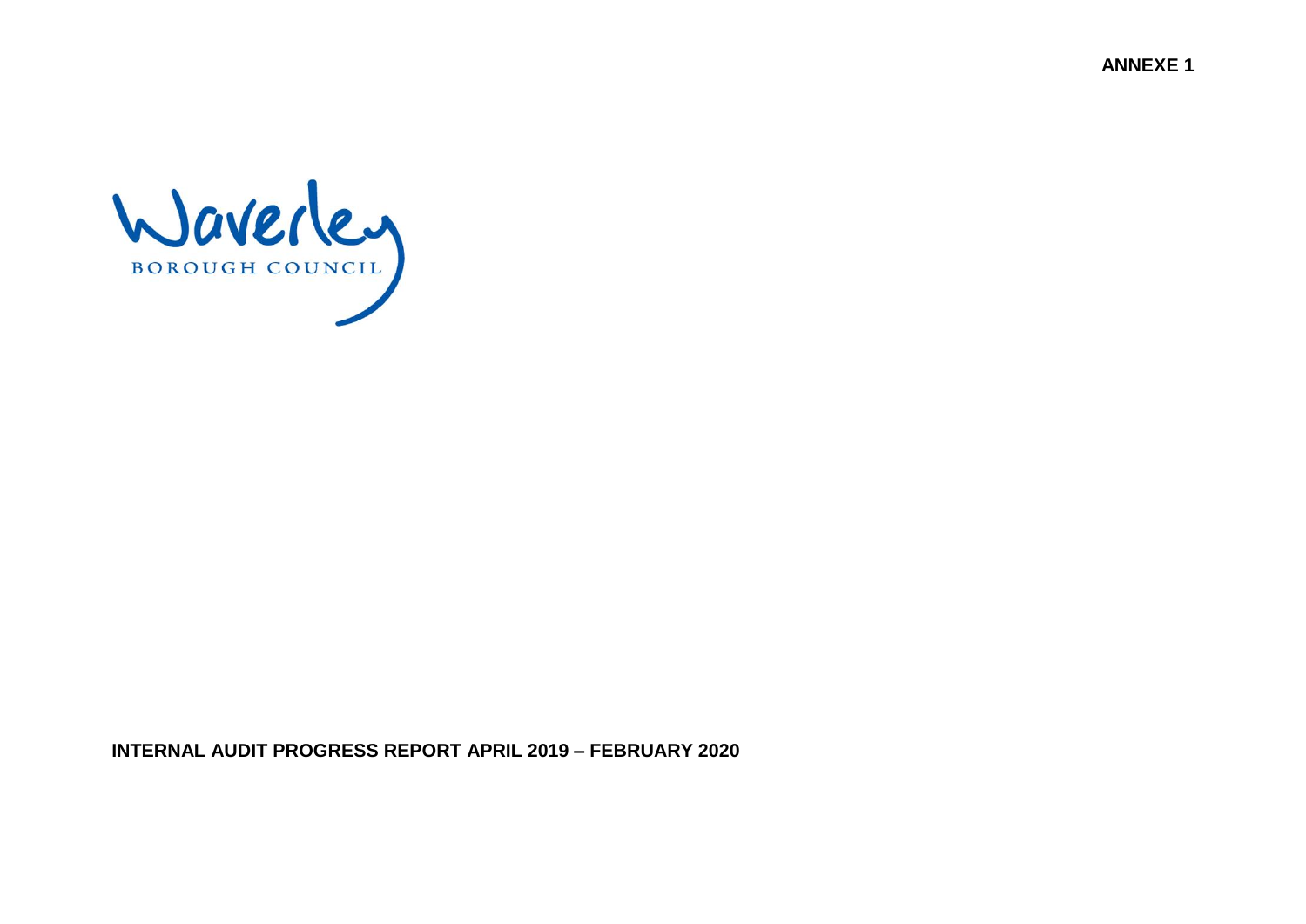**ANNEXE 1**

Waverley

BOROUGH COUNCIL

**INTERNAL AUDIT PROGRESS REPORT APRIL 2019 – FEBRUARY 2020**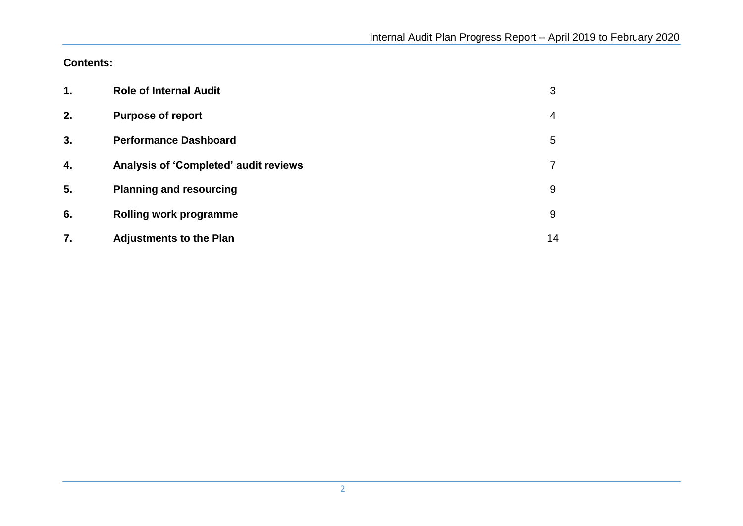**Contents:**

| | | |
|---|---|---|
| **1.** | **Role of Internal Audit** | 3 |
| **2.** | **Purpose of report** | 4 |
| **3.** | **Performance Dashboard** | 5 |
| **4.** | **Analysis of 'Completed' audit reviews** | 7 |
| **5.** | **Planning and resourcing** | 9 |
| **6.** | **Rolling work programme** | 9 |
| **7.** | **Adjustments to the Plan** | 14 |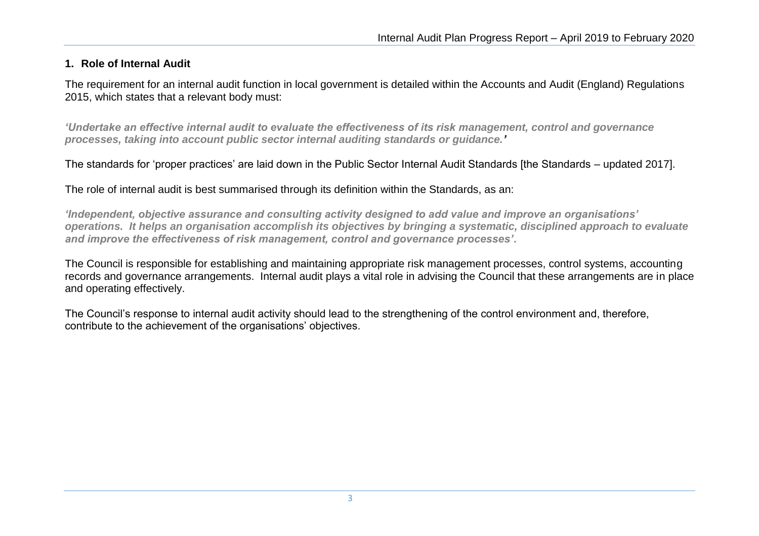## 1. Role of Internal Audit

The requirement for an internal audit function in local government is detailed within the Accounts and Audit (England) Regulations 2015, which states that a relevant body must:

***'Undertake an effective internal audit to evaluate the effectiveness of its risk management, control and governance processes, taking into account public sector internal auditing standards or guidance.'***

The standards for 'proper practices' are laid down in the Public Sector Internal Audit Standards [the Standards – updated 2017].

The role of internal audit is best summarised through its definition within the Standards, as an:

***'Independent, objective assurance and consulting activity designed to add value and improve an organisations' operations. It helps an organisation accomplish its objectives by bringing a systematic, disciplined approach to evaluate and improve the effectiveness of risk management, control and governance processes'*.**

The Council is responsible for establishing and maintaining appropriate risk management processes, control systems, accounting records and governance arrangements. Internal audit plays a vital role in advising the Council that these arrangements are in place and operating effectively.

The Council's response to internal audit activity should lead to the strengthening of the control environment and, therefore, contribute to the achievement of the organisations' objectives.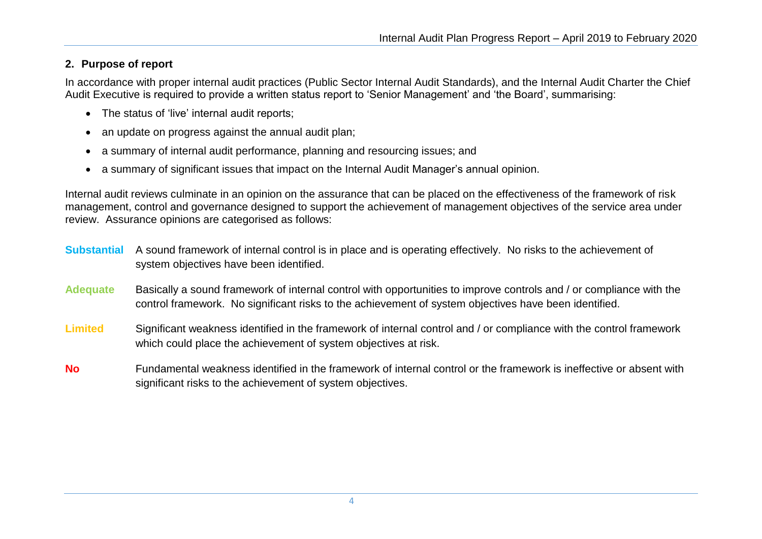## 2. Purpose of report

In accordance with proper internal audit practices (Public Sector Internal Audit Standards), and the Internal Audit Charter the Chief Audit Executive is required to provide a written status report to 'Senior Management' and 'the Board', summarising:

- The status of 'live' internal audit reports;
- an update on progress against the annual audit plan;
- a summary of internal audit performance, planning and resourcing issues; and
- a summary of significant issues that impact on the Internal Audit Manager's annual opinion.

Internal audit reviews culminate in an opinion on the assurance that can be placed on the effectiveness of the framework of risk management, control and governance designed to support the achievement of management objectives of the service area under review. Assurance opinions are categorised as follows:

**Substantial** A sound framework of internal control is in place and is operating effectively. No risks to the achievement of system objectives have been identified.

**Adequate** Basically a sound framework of internal control with opportunities to improve controls and / or compliance with the control framework. No significant risks to the achievement of system objectives have been identified.

**Limited** Significant weakness identified in the framework of internal control and / or compliance with the control framework which could place the achievement of system objectives at risk.

**No** Fundamental weakness identified in the framework of internal control or the framework is ineffective or absent with significant risks to the achievement of system objectives.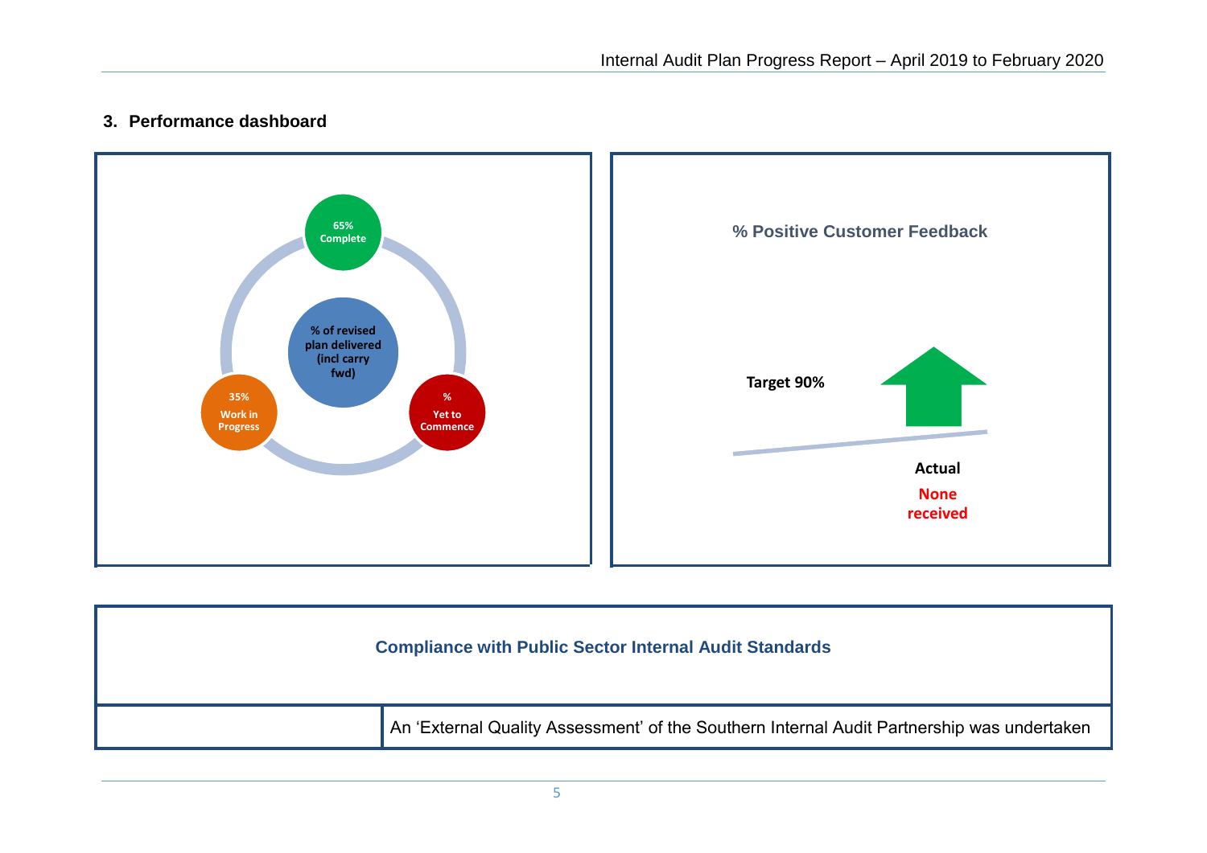## 3. Performance dashboard

65% Complete

% of revised plan delivered (incl carry fwd)

35% Work in Progress

% Yet to Commence

**% Positive Customer Feedback**

**Target 90%**

**Actual**

**None received**

| Compliance with Public Sector Internal Audit Standards | |
|---|---|
| | An 'External Quality Assessment' of the Southern Internal Audit Partnership was undertaken |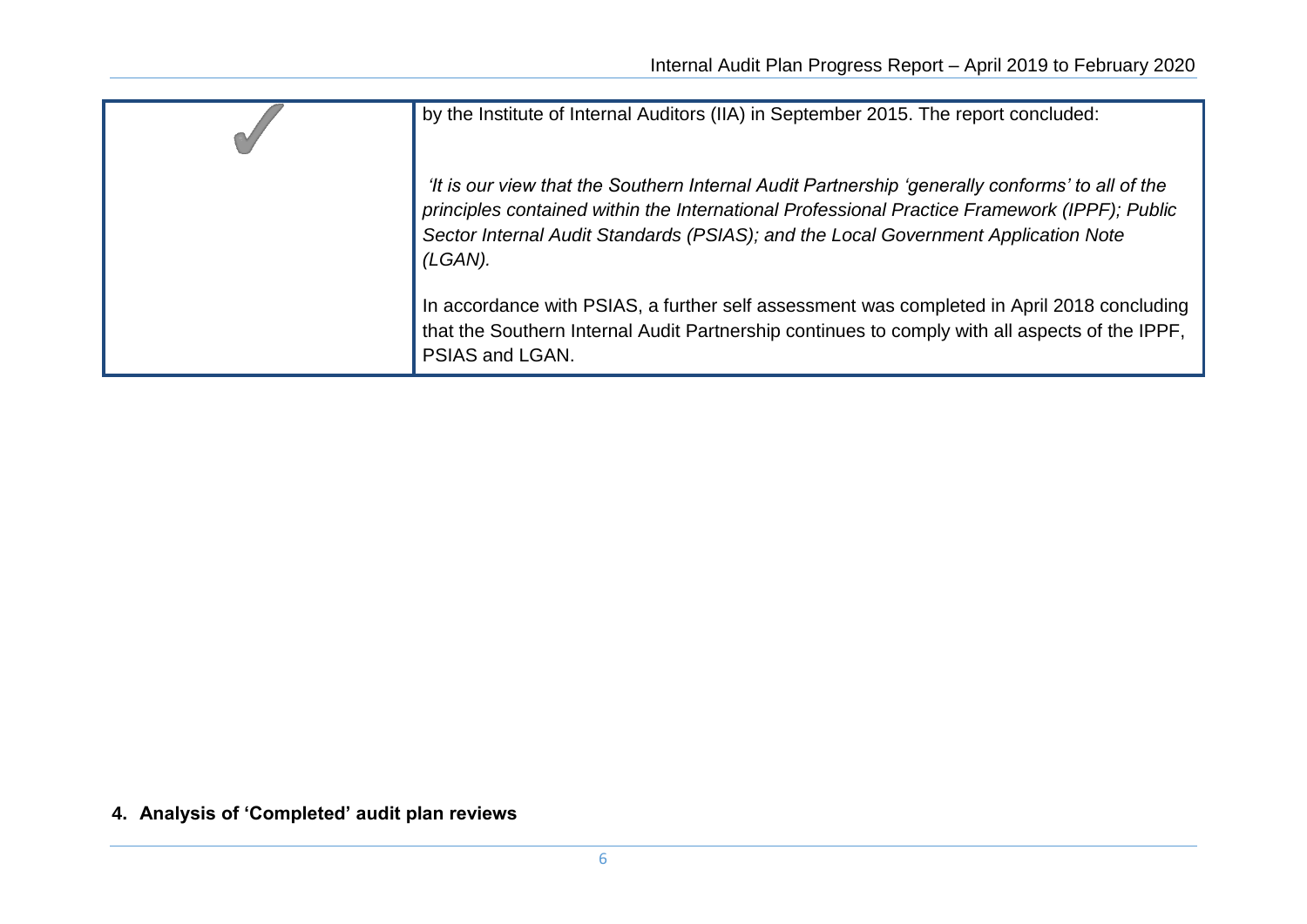| | |
|---|---|
| ✓ | by the Institute of Internal Auditors (IIA) in September 2015. The report concluded:<br><br>*'It is our view that the Southern Internal Audit Partnership 'generally conforms' to all of the principles contained within the International Professional Practice Framework (IPPF); Public Sector Internal Audit Standards (PSIAS); and the Local Government Application Note (LGAN).*<br><br>In accordance with PSIAS, a further self assessment was completed in April 2018 concluding that the Southern Internal Audit Partnership continues to comply with all aspects of the IPPF, PSIAS and LGAN. |

## 4. Analysis of 'Completed' audit plan reviews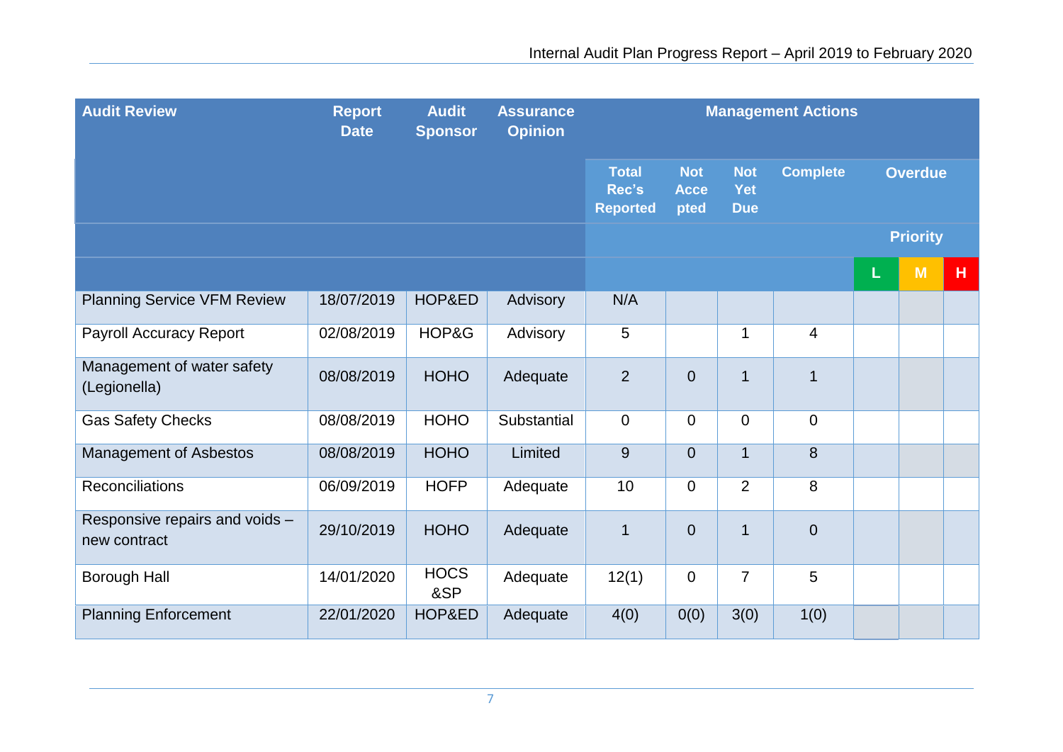| Audit Review | Report Date | Audit Sponsor | Assurance Opinion | Management Actions | | | | | | |
|---|---|---|---|---|---|---|---|---|---|---|
| | | | | Total Rec's Reported | Not Accepted | Not Yet Due | Complete | Overdue | | |
| | | | | | | | | Priority | | |
| | | | | | | | | L | M | H |
| Planning Service VFM Review | 18/07/2019 | HOP&ED | Advisory | N/A | | | | | | |
| Payroll Accuracy Report | 02/08/2019 | HOP&G | Advisory | 5 | | 1 | 4 | | | |
| Management of water safety (Legionella) | 08/08/2019 | HOHO | Adequate | 2 | 0 | 1 | 1 | | | |
| Gas Safety Checks | 08/08/2019 | HOHO | Substantial | 0 | 0 | 0 | 0 | | | |
| Management of Asbestos | 08/08/2019 | HOHO | Limited | 9 | 0 | 1 | 8 | | | |
| Reconciliations | 06/09/2019 | HOFP | Adequate | 10 | 0 | 2 | 8 | | | |
| Responsive repairs and voids – new contract | 29/10/2019 | HOHO | Adequate | 1 | 0 | 1 | 0 | | | |
| Borough Hall | 14/01/2020 | HOCS &SP | Adequate | 12(1) | 0 | 7 | 5 | | | |
| Planning Enforcement | 22/01/2020 | HOP&ED | Adequate | 4(0) | 0(0) | 3(0) | 1(0) | | | |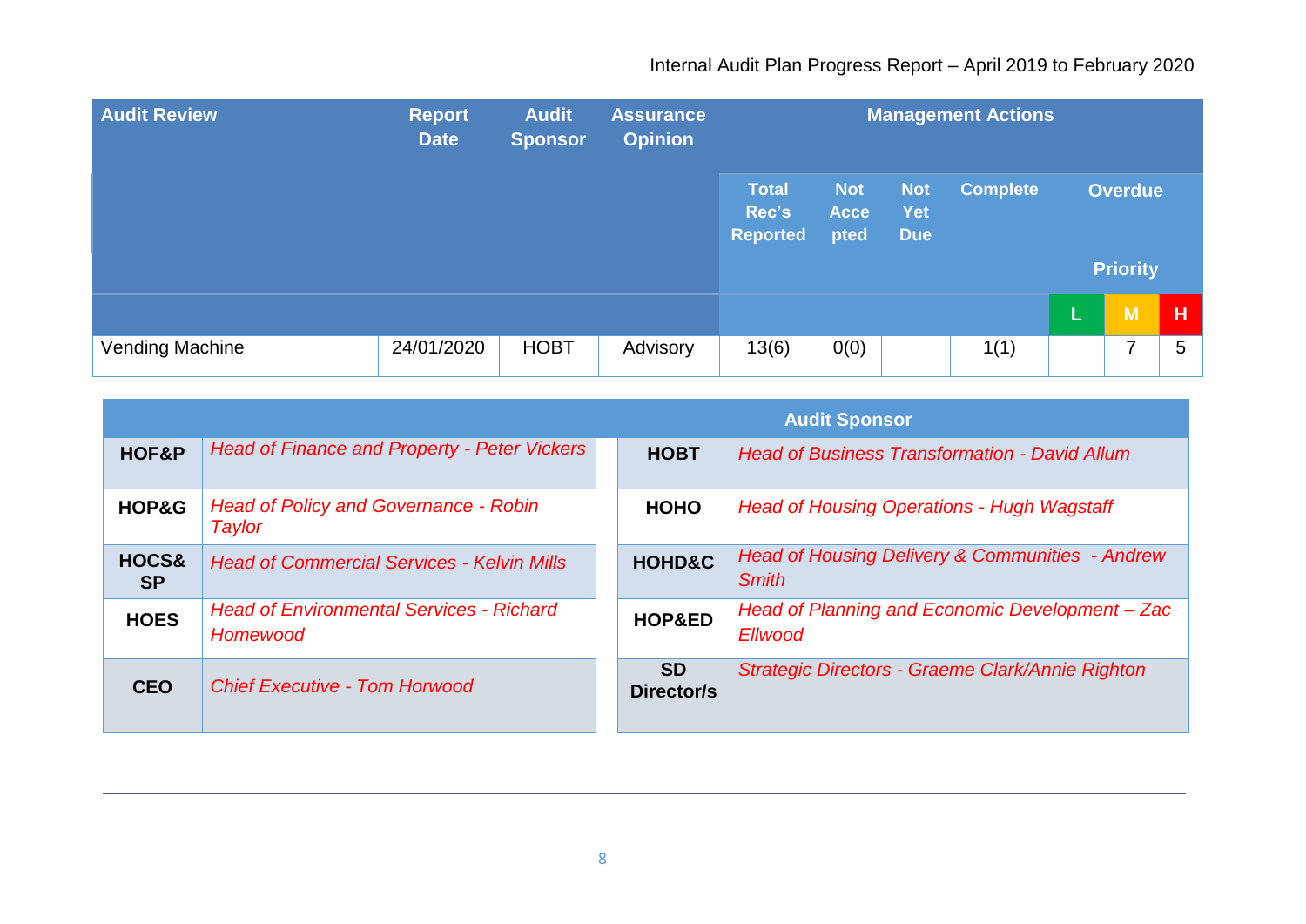| Audit Review | Report Date | Audit Sponsor | Assurance Opinion | Management Actions | | | | | | |
|---|---|---|---|---|---|---|---|---|---|---|
| | | | | Total Rec's Reported | Not Accepted | Not Yet Due | Complete | Overdue | | |
| | | | | | | | | Priority | | |
| | | | | | | | | L | M | H |
| Vending Machine | 24/01/2020 | HOBT | Advisory | 13(6) | 0(0) | | 1(1) | | 7 | 5 |

| Audit Sponsor | | | |
|---|---|---|---|
| **HOF&P** | *Head of Finance and Property - Peter Vickers* | **HOBT** | *Head of Business Transformation - David Allum* |
| **HOP&G** | *Head of Policy and Governance - Robin Taylor* | **HOHO** | *Head of Housing Operations - Hugh Wagstaff* |
| **HOCS& SP** | *Head of Commercial Services - Kelvin Mills* | **HOHD&C** | *Head of Housing Delivery & Communities - Andrew Smith* |
| **HOES** | *Head of Environmental Services - Richard Homewood* | **HOP&ED** | *Head of Planning and Economic Development – Zac Ellwood* |
| **CEO** | *Chief Executive - Tom Horwood* | **SD Director/s** | *Strategic Directors - Graeme Clark/Annie Righton* |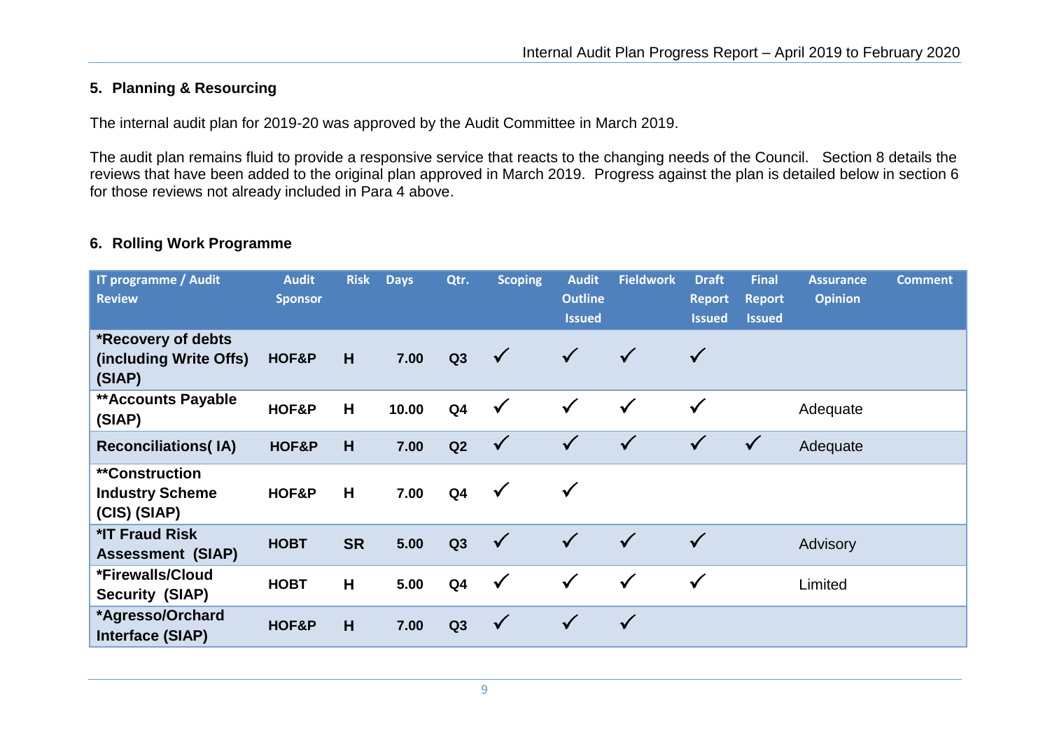## 5. Planning & Resourcing

The internal audit plan for 2019-20 was approved by the Audit Committee in March 2019.

The audit plan remains fluid to provide a responsive service that reacts to the changing needs of the Council. Section 8 details the reviews that have been added to the original plan approved in March 2019. Progress against the plan is detailed below in section 6 for those reviews not already included in Para 4 above.

## 6. Rolling Work Programme

| IT programme / Audit Review | Audit Sponsor | Risk | Days | Qtr. | Scoping | Audit Outline Issued | Fieldwork | Draft Report Issued | Final Report Issued | Assurance Opinion | Comment |
|---|---|---|---|---|---|---|---|---|---|---|---|
| **\*Recovery of debts (including Write Offs) (SIAP)** | **HOF&P** | **H** | **7.00** | **Q3** | ✓ | ✓ | ✓ | ✓ | | | |
| **\*\*Accounts Payable (SIAP)** | **HOF&P** | **H** | **10.00** | **Q4** | ✓ | ✓ | ✓ | ✓ | | Adequate | |
| **Reconciliations( IA)** | **HOF&P** | **H** | **7.00** | **Q2** | ✓ | ✓ | ✓ | ✓ | ✓ | Adequate | |
| **\*\*Construction Industry Scheme (CIS) (SIAP)** | **HOF&P** | **H** | **7.00** | **Q4** | ✓ | ✓ | | | | | |
| **\*IT Fraud Risk Assessment (SIAP)** | **HOBT** | **SR** | **5.00** | **Q3** | ✓ | ✓ | ✓ | ✓ | | Advisory | |
| **\*Firewalls/Cloud Security (SIAP)** | **HOBT** | **H** | **5.00** | **Q4** | ✓ | ✓ | ✓ | ✓ | | Limited | |
| **\*Agresso/Orchard Interface (SIAP)** | **HOF&P** | **H** | **7.00** | **Q3** | ✓ | ✓ | ✓ | | | | |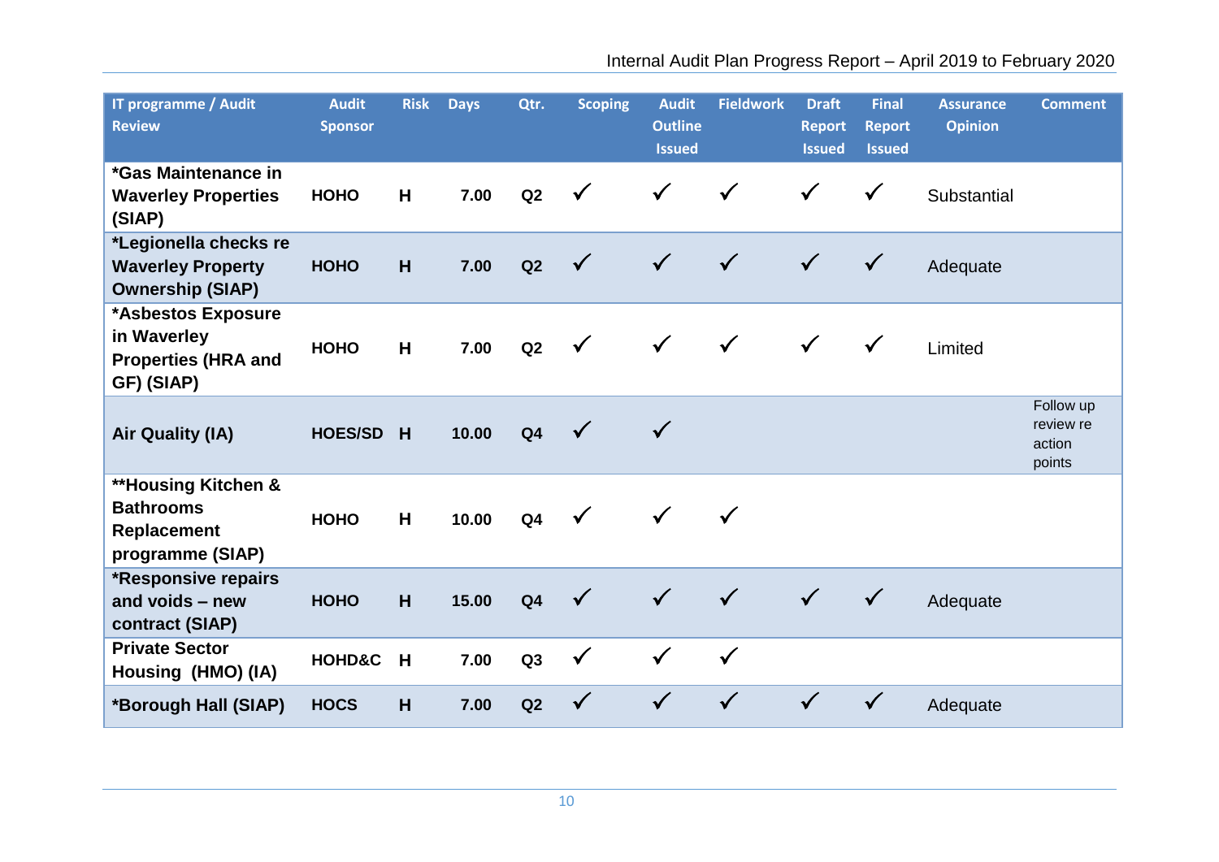| IT programme / Audit Review | Audit Sponsor | Risk | Days | Qtr. | Scoping | Audit Outline Issued | Fieldwork | Draft Report Issued | Final Report Issued | Assurance Opinion | Comment |
|---|---|---|---|---|---|---|---|---|---|---|---|
| **\*Gas Maintenance in Waverley Properties (SIAP)** | **HOHO** | **H** | **7.00** | **Q2** | ✓ | ✓ | ✓ | ✓ | ✓ | Substantial | |
| **\*Legionella checks re Waverley Property Ownership (SIAP)** | **HOHO** | **H** | **7.00** | **Q2** | ✓ | ✓ | ✓ | ✓ | ✓ | Adequate | |
| **\*Asbestos Exposure in Waverley Properties (HRA and GF) (SIAP)** | **HOHO** | **H** | **7.00** | **Q2** | ✓ | ✓ | ✓ | ✓ | ✓ | Limited | |
| **Air Quality (IA)** | **HOES/SD** | **H** | **10.00** | **Q4** | ✓ | ✓ | | | | | Follow up review re action points |
| **\*\*Housing Kitchen & Bathrooms Replacement programme (SIAP)** | **HOHO** | **H** | **10.00** | **Q4** | ✓ | ✓ | ✓ | | | | |
| **\*Responsive repairs and voids – new contract (SIAP)** | **HOHO** | **H** | **15.00** | **Q4** | ✓ | ✓ | ✓ | ✓ | ✓ | Adequate | |
| **Private Sector Housing (HMO) (IA)** | **HOHD&C** | **H** | **7.00** | **Q3** | ✓ | ✓ | ✓ | | | | |
| **\*Borough Hall (SIAP)** | **HOCS** | **H** | **7.00** | **Q2** | ✓ | ✓ | ✓ | ✓ | ✓ | Adequate | |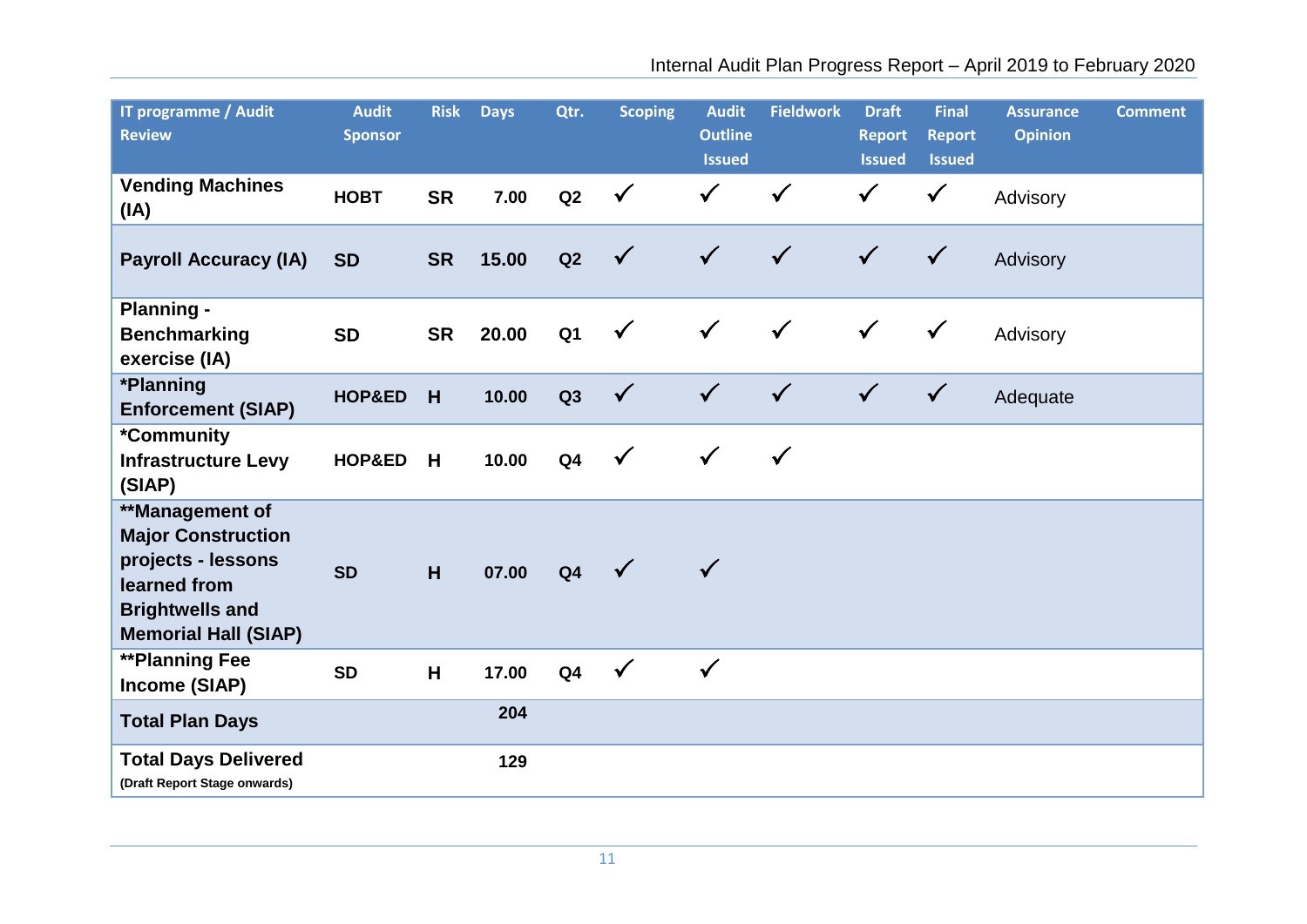| IT programme / Audit Review | Audit Sponsor | Risk | Days | Qtr. | Scoping | Audit Outline Issued | Fieldwork | Draft Report Issued | Final Report Issued | Assurance Opinion | Comment |
|---|---|---|---|---|---|---|---|---|---|---|---|
| **Vending Machines (IA)** | **HOBT** | **SR** | **7.00** | **Q2** | ✓ | ✓ | ✓ | ✓ | ✓ | Advisory | |
| **Payroll Accuracy (IA)** | **SD** | **SR** | **15.00** | **Q2** | ✓ | ✓ | ✓ | ✓ | ✓ | Advisory | |
| **Planning - Benchmarking exercise (IA)** | **SD** | **SR** | **20.00** | **Q1** | ✓ | ✓ | ✓ | ✓ | ✓ | Advisory | |
| **\*Planning Enforcement (SIAP)** | **HOP&ED** | **H** | **10.00** | **Q3** | ✓ | ✓ | ✓ | ✓ | ✓ | Adequate | |
| **\*Community Infrastructure Levy (SIAP)** | **HOP&ED** | **H** | **10.00** | **Q4** | ✓ | ✓ | ✓ | | | | |
| **\*\*Management of Major Construction projects - lessons learned from Brightwells and Memorial Hall (SIAP)** | **SD** | **H** | **07.00** | **Q4** | ✓ | ✓ | | | | | |
| **\*\*Planning Fee Income (SIAP)** | **SD** | **H** | **17.00** | **Q4** | ✓ | ✓ | | | | | |
| **Total Plan Days** | | | **204** | | | | | | | | |
| **Total Days Delivered** (Draft Report Stage onwards) | | | **129** | | | | | | | | |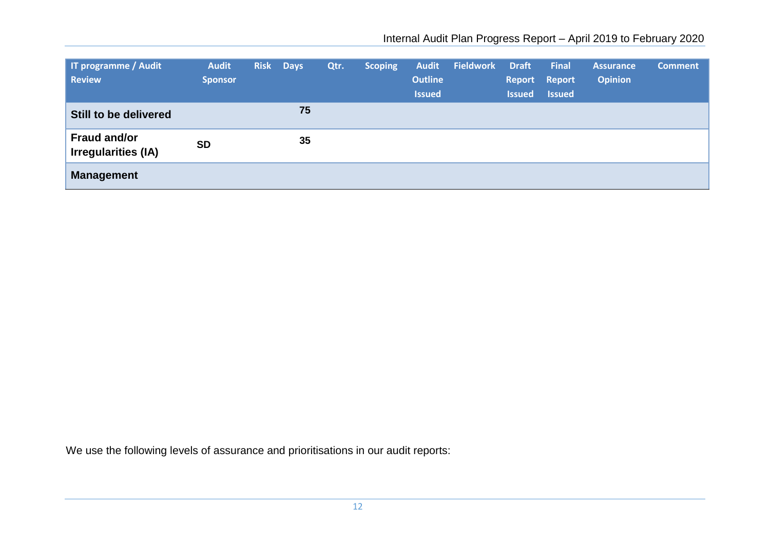| IT programme / Audit Review | Audit Sponsor | Risk | Days | Qtr. | Scoping | Audit Outline Issued | Fieldwork | Draft Report Issued | Final Report Issued | Assurance Opinion | Comment |
|---|---|---|---|---|---|---|---|---|---|---|---|
| **Still to be delivered** | | | **75** | | | | | | | | |
| **Fraud and/or Irregularities (IA)** | **SD** | | **35** | | | | | | | | |
| **Management** | | | | | | | | | | | |

We use the following levels of assurance and prioritisations in our audit reports: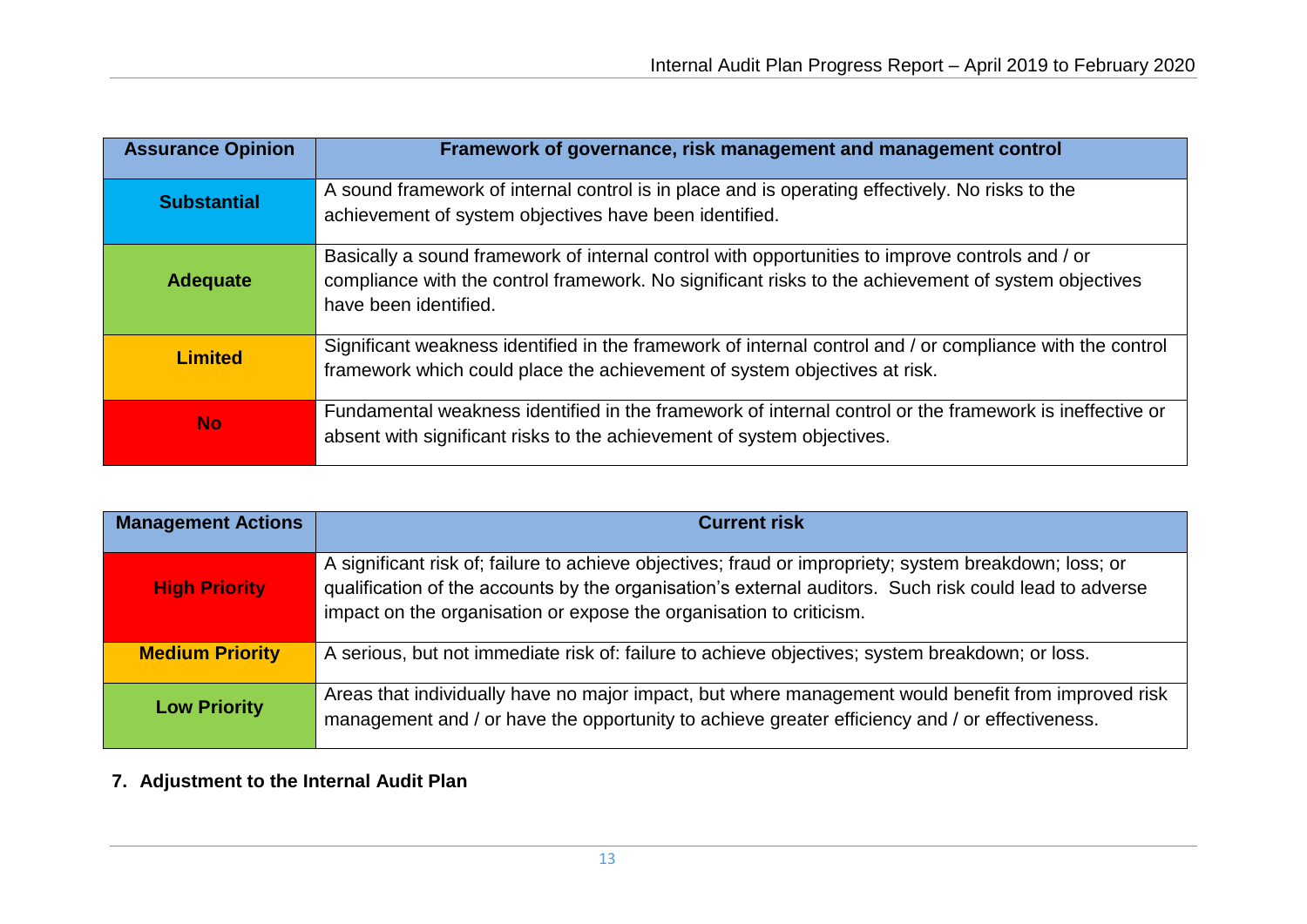| Assurance Opinion | Framework of governance, risk management and management control |
|---|---|
| **Substantial** | A sound framework of internal control is in place and is operating effectively. No risks to the achievement of system objectives have been identified. |
| **Adequate** | Basically a sound framework of internal control with opportunities to improve controls and / or compliance with the control framework. No significant risks to the achievement of system objectives have been identified. |
| **Limited** | Significant weakness identified in the framework of internal control and / or compliance with the control framework which could place the achievement of system objectives at risk. |
| **No** | Fundamental weakness identified in the framework of internal control or the framework is ineffective or absent with significant risks to the achievement of system objectives. |

| Management Actions | Current risk |
|---|---|
| **High Priority** | A significant risk of; failure to achieve objectives; fraud or impropriety; system breakdown; loss; or qualification of the accounts by the organisation's external auditors. Such risk could lead to adverse impact on the organisation or expose the organisation to criticism. |
| **Medium Priority** | A serious, but not immediate risk of: failure to achieve objectives; system breakdown; or loss. |
| **Low Priority** | Areas that individually have no major impact, but where management would benefit from improved risk management and / or have the opportunity to achieve greater efficiency and / or effectiveness. |

## 7. Adjustment to the Internal Audit Plan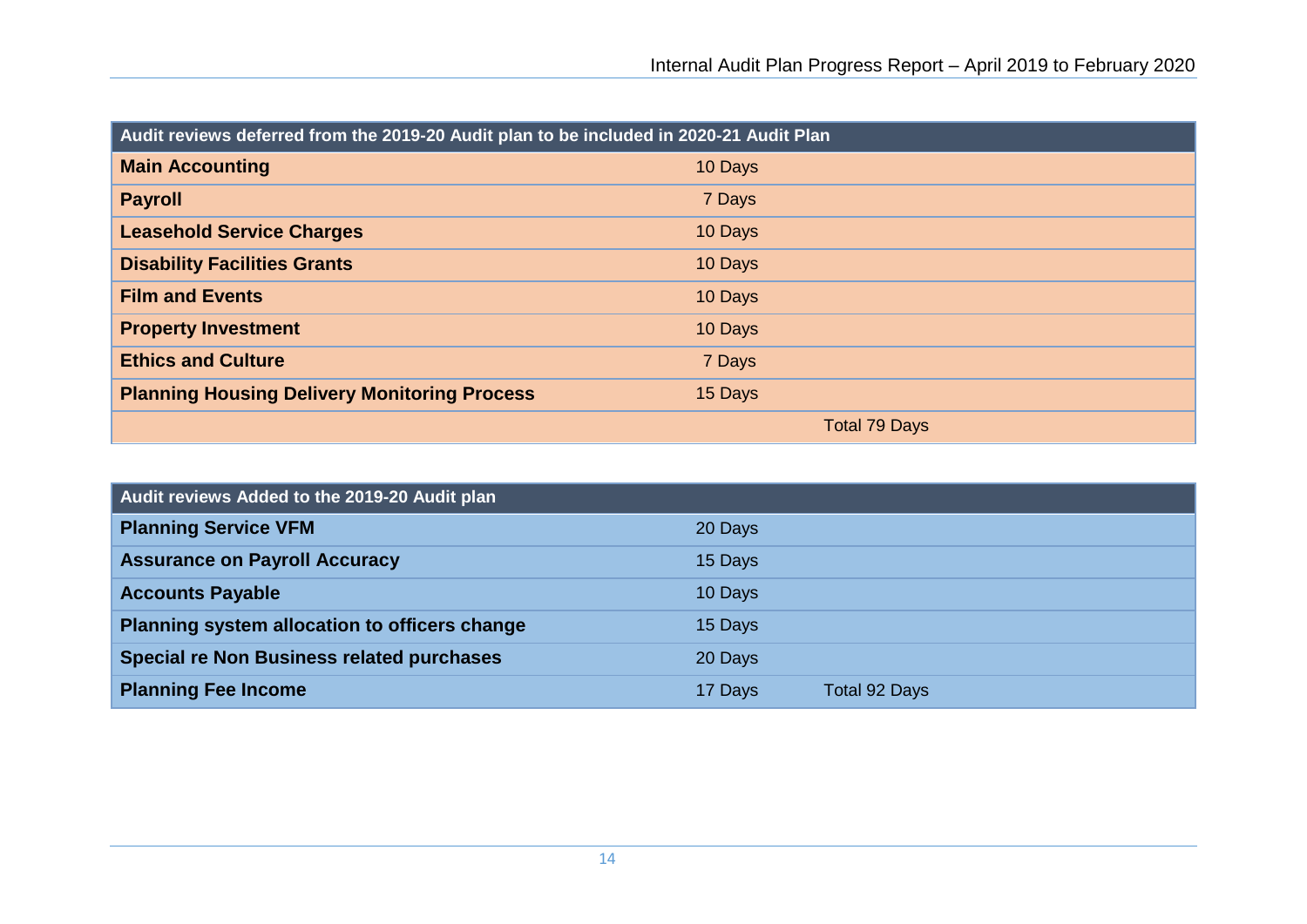| Audit reviews deferred from the 2019-20 Audit plan to be included in 2020-21 Audit Plan | | |
|---|---|---|
| **Main Accounting** | 10 Days | |
| **Payroll** | 7 Days | |
| **Leasehold Service Charges** | 10 Days | |
| **Disability Facilities Grants** | 10 Days | |
| **Film and Events** | 10 Days | |
| **Property Investment** | 10 Days | |
| **Ethics and Culture** | 7 Days | |
| **Planning Housing Delivery Monitoring Process** | 15 Days | |
| | | Total 79 Days |

| Audit reviews Added to the 2019-20 Audit plan | | |
|---|---|---|
| **Planning Service VFM** | 20 Days | |
| **Assurance on Payroll Accuracy** | 15 Days | |
| **Accounts Payable** | 10 Days | |
| **Planning system allocation to officers change** | 15 Days | |
| **Special re Non Business related purchases** | 20 Days | |
| **Planning Fee Income** | 17 Days | Total 92 Days |